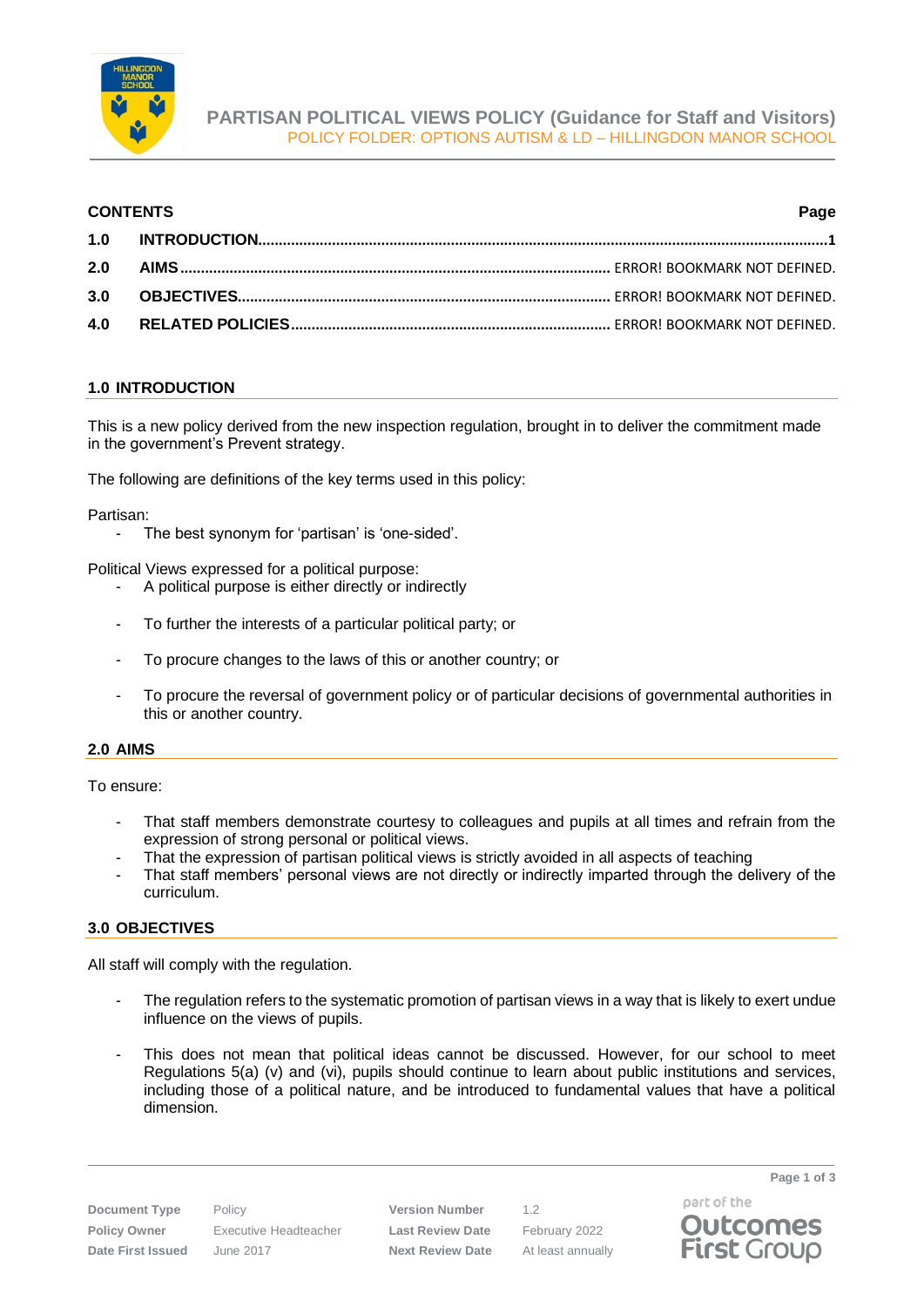# PARTISAN POLITICAL VIEWS POLICY (Guidance for Staff and Visitors)

POLICY FOLDER: OPTIONS AUTISM & LD – HILLINGDON MANOR SCHOOL

| CONTENTS | | Page |
|---|---|---|
| 1.0 | INTRODUCTION | 1 |
| 2.0 | AIMS | ERROR! BOOKMARK NOT DEFINED. |
| 3.0 | OBJECTIVES | ERROR! BOOKMARK NOT DEFINED. |
| 4.0 | RELATED POLICIES | ERROR! BOOKMARK NOT DEFINED. |

## 1.0 INTRODUCTION

This is a new policy derived from the new inspection regulation, brought in to deliver the commitment made in the government's Prevent strategy.

The following are definitions of the key terms used in this policy:

Partisan:

- The best synonym for 'partisan' is 'one-sided'.

Political Views expressed for a political purpose:

- A political purpose is either directly or indirectly
- To further the interests of a particular political party; or
- To procure changes to the laws of this or another country; or
- To procure the reversal of government policy or of particular decisions of governmental authorities in this or another country.

## 2.0 AIMS

To ensure:

- That staff members demonstrate courtesy to colleagues and pupils at all times and refrain from the expression of strong personal or political views.
- That the expression of partisan political views is strictly avoided in all aspects of teaching
- That staff members' personal views are not directly or indirectly imparted through the delivery of the curriculum.

## 3.0 OBJECTIVES

All staff will comply with the regulation.

- The regulation refers to the systematic promotion of partisan views in a way that is likely to exert undue influence on the views of pupils.
- This does not mean that political ideas cannot be discussed. However, for our school to meet Regulations 5(a) (v) and (vi), pupils should continue to learn about public institutions and services, including those of a political nature, and be introduced to fundamental values that have a political dimension.

| Document Type | Policy | Version Number | 1.2 |
|---|---|---|---|
| Policy Owner | Executive Headteacher | Last Review Date | February 2022 |
| Date First Issued | June 2017 | Next Review Date | At least annually |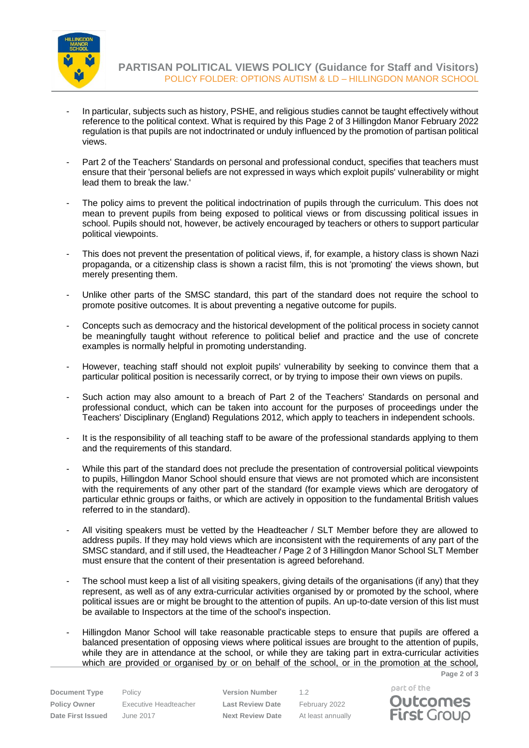- In particular, subjects such as history, PSHE, and religious studies cannot be taught effectively without reference to the political context. What is required by this Page 2 of 3 Hillingdon Manor February 2022 regulation is that pupils are not indoctrinated or unduly influenced by the promotion of partisan political views.

- Part 2 of the Teachers' Standards on personal and professional conduct, specifies that teachers must ensure that their 'personal beliefs are not expressed in ways which exploit pupils' vulnerability or might lead them to break the law.'

- The policy aims to prevent the political indoctrination of pupils through the curriculum. This does not mean to prevent pupils from being exposed to political views or from discussing political issues in school. Pupils should not, however, be actively encouraged by teachers or others to support particular political viewpoints.

- This does not prevent the presentation of political views, if, for example, a history class is shown Nazi propaganda, or a citizenship class is shown a racist film, this is not 'promoting' the views shown, but merely presenting them.

- Unlike other parts of the SMSC standard, this part of the standard does not require the school to promote positive outcomes. It is about preventing a negative outcome for pupils.

- Concepts such as democracy and the historical development of the political process in society cannot be meaningfully taught without reference to political belief and practice and the use of concrete examples is normally helpful in promoting understanding.

- However, teaching staff should not exploit pupils' vulnerability by seeking to convince them that a particular political position is necessarily correct, or by trying to impose their own views on pupils.

- Such action may also amount to a breach of Part 2 of the Teachers' Standards on personal and professional conduct, which can be taken into account for the purposes of proceedings under the Teachers' Disciplinary (England) Regulations 2012, which apply to teachers in independent schools.

- It is the responsibility of all teaching staff to be aware of the professional standards applying to them and the requirements of this standard.

- While this part of the standard does not preclude the presentation of controversial political viewpoints to pupils, Hillingdon Manor School should ensure that views are not promoted which are inconsistent with the requirements of any other part of the standard (for example views which are derogatory of particular ethnic groups or faiths, or which are actively in opposition to the fundamental British values referred to in the standard).

- All visiting speakers must be vetted by the Headteacher / SLT Member before they are allowed to address pupils. If they may hold views which are inconsistent with the requirements of any part of the SMSC standard, and if still used, the Headteacher / Page 2 of 3 Hillingdon Manor School SLT Member must ensure that the content of their presentation is agreed beforehand.

- The school must keep a list of all visiting speakers, giving details of the organisations (if any) that they represent, as well as of any extra-curricular activities organised by or promoted by the school, where political issues are or might be brought to the attention of pupils. An up-to-date version of this list must be available to Inspectors at the time of the school's inspection.

- Hillingdon Manor School will take reasonable practicable steps to ensure that pupils are offered a balanced presentation of opposing views where political issues are brought to the attention of pupils, while they are in attendance at the school, or while they are taking part in extra-curricular activities which are provided or organised by or on behalf of the school, or in the promotion at the school,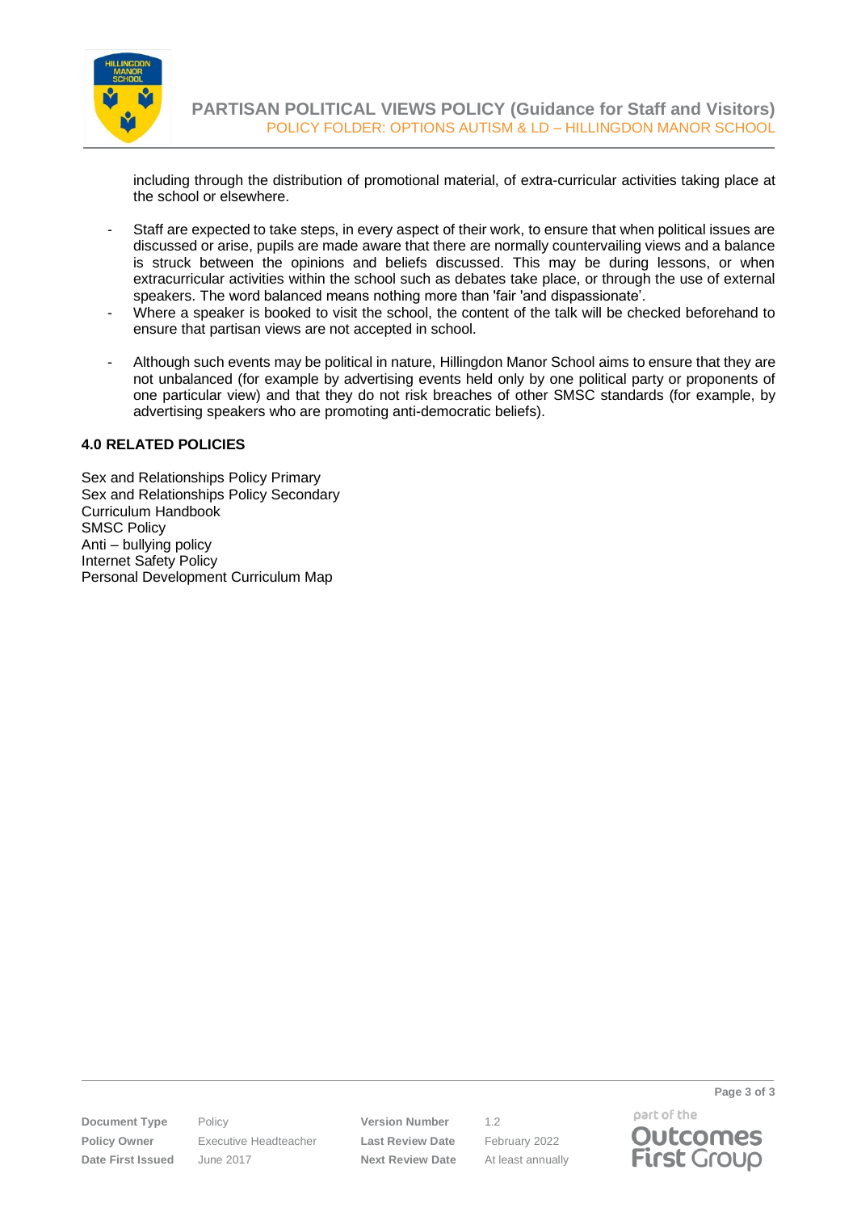including through the distribution of promotional material, of extra-curricular activities taking place at the school or elsewhere.

- Staff are expected to take steps, in every aspect of their work, to ensure that when political issues are discussed or arise, pupils are made aware that there are normally countervailing views and a balance is struck between the opinions and beliefs discussed. This may be during lessons, or when extracurricular activities within the school such as debates take place, or through the use of external speakers. The word balanced means nothing more than 'fair 'and dispassionate'.
- Where a speaker is booked to visit the school, the content of the talk will be checked beforehand to ensure that partisan views are not accepted in school.
- Although such events may be political in nature, Hillingdon Manor School aims to ensure that they are not unbalanced (for example by advertising events held only by one political party or proponents of one particular view) and that they do not risk breaches of other SMSC standards (for example, by advertising speakers who are promoting anti-democratic beliefs).

**4.0 RELATED POLICIES**

Sex and Relationships Policy Primary
Sex and Relationships Policy Secondary
Curriculum Handbook
SMSC Policy
Anti – bullying policy
Internet Safety Policy
Personal Development Curriculum Map

| | | | |
|---|---|---|---|
| **Document Type** | Policy | **Version Number** | 1.2 |
| **Policy Owner** | Executive Headteacher | **Last Review Date** | February 2022 |
| **Date First Issued** | June 2017 | **Next Review Date** | At least annually |